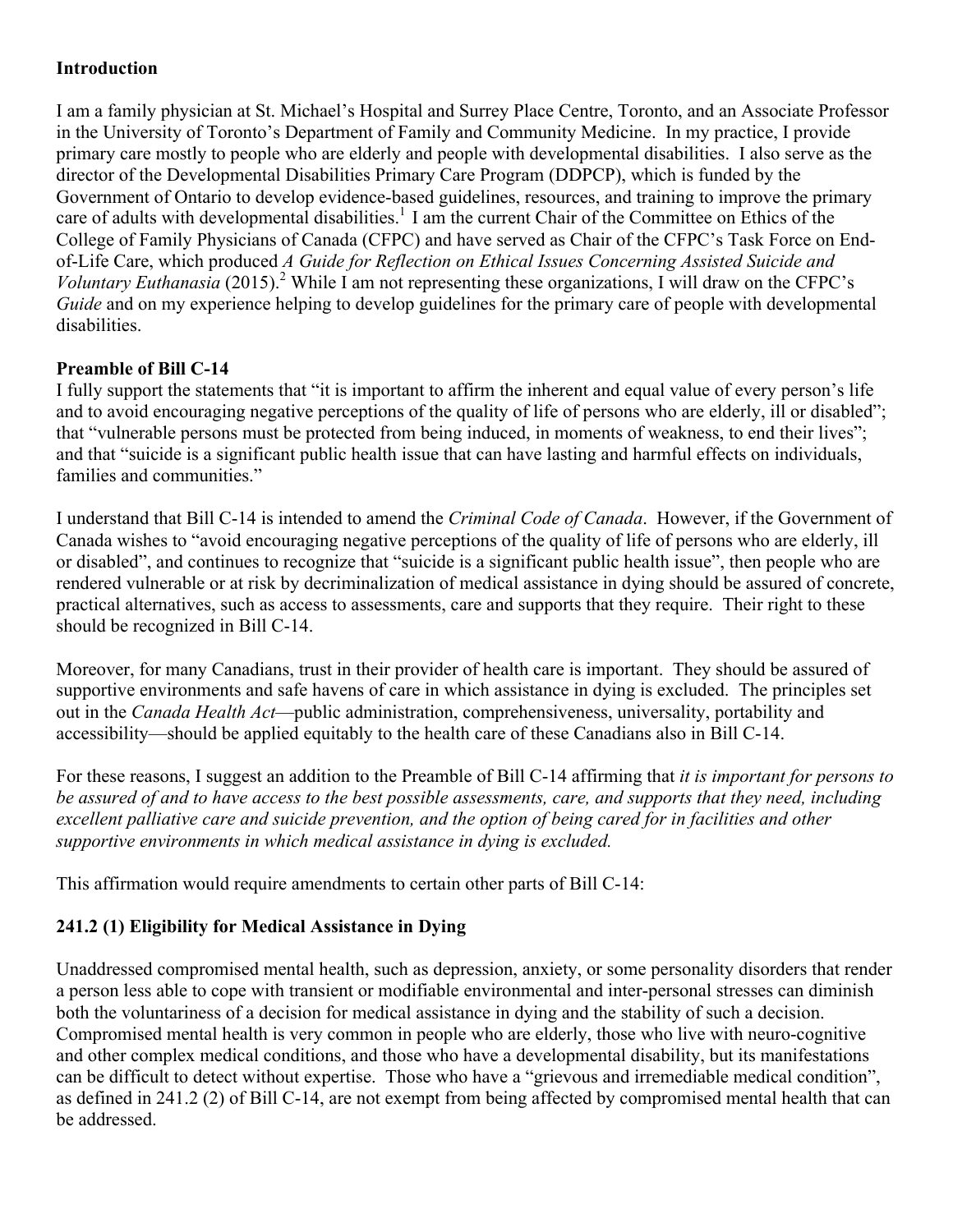**Introduction**

I am a family physician at St. Michael's Hospital and Surrey Place Centre, Toronto, and an Associate Professor in the University of Toronto's Department of Family and Community Medicine. In my practice, I provide primary care mostly to people who are elderly and people with developmental disabilities. I also serve as the director of the Developmental Disabilities Primary Care Program (DDPCP), which is funded by the Government of Ontario to develop evidence-based guidelines, resources, and training to improve the primary care of adults with developmental disabilities.[1] I am the current Chair of the Committee on Ethics of the College of Family Physicians of Canada (CFPC) and have served as Chair of the CFPC's Task Force on End-of-Life Care, which produced *A Guide for Reflection on Ethical Issues Concerning Assisted Suicide and Voluntary Euthanasia* (2015).[2] While I am not representing these organizations, I will draw on the CFPC's *Guide* and on my experience helping to develop guidelines for the primary care of people with developmental disabilities.

**Preamble of Bill C-14**

I fully support the statements that "it is important to affirm the inherent and equal value of every person's life and to avoid encouraging negative perceptions of the quality of life of persons who are elderly, ill or disabled"; that "vulnerable persons must be protected from being induced, in moments of weakness, to end their lives"; and that "suicide is a significant public health issue that can have lasting and harmful effects on individuals, families and communities."

I understand that Bill C-14 is intended to amend the *Criminal Code of Canada*. However, if the Government of Canada wishes to "avoid encouraging negative perceptions of the quality of life of persons who are elderly, ill or disabled", and continues to recognize that "suicide is a significant public health issue", then people who are rendered vulnerable or at risk by decriminalization of medical assistance in dying should be assured of concrete, practical alternatives, such as access to assessments, care and supports that they require. Their right to these should be recognized in Bill C-14.

Moreover, for many Canadians, trust in their provider of health care is important. They should be assured of supportive environments and safe havens of care in which assistance in dying is excluded. The principles set out in the *Canada Health Act*—public administration, comprehensiveness, universality, portability and accessibility—should be applied equitably to the health care of these Canadians also in Bill C-14.

For these reasons, I suggest an addition to the Preamble of Bill C-14 affirming that *it is important for persons to be assured of and to have access to the best possible assessments, care, and supports that they need, including excellent palliative care and suicide prevention, and the option of being cared for in facilities and other supportive environments in which medical assistance in dying is excluded.*

This affirmation would require amendments to certain other parts of Bill C-14:

**241.2 (1) Eligibility for Medical Assistance in Dying**

Unaddressed compromised mental health, such as depression, anxiety, or some personality disorders that render a person less able to cope with transient or modifiable environmental and inter-personal stresses can diminish both the voluntariness of a decision for medical assistance in dying and the stability of such a decision. Compromised mental health is very common in people who are elderly, those who live with neuro-cognitive and other complex medical conditions, and those who have a developmental disability, but its manifestations can be difficult to detect without expertise. Those who have a "grievous and irremediable medical condition", as defined in 241.2 (2) of Bill C-14, are not exempt from being affected by compromised mental health that can be addressed.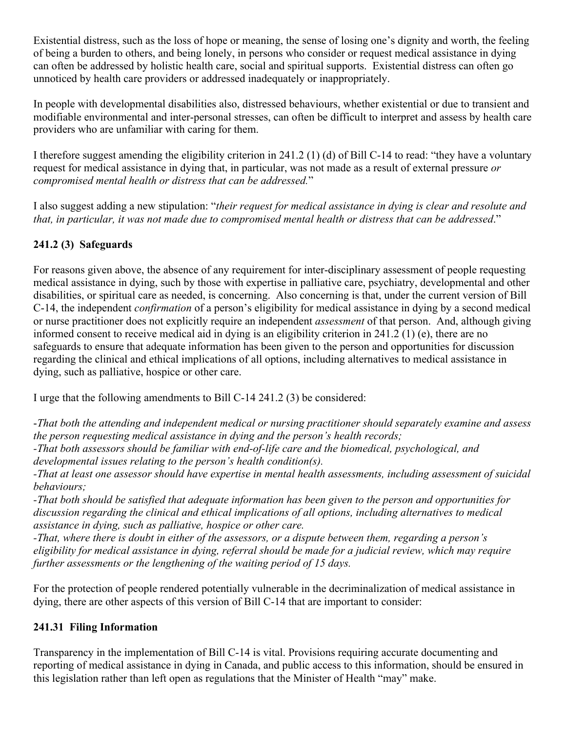Existential distress, such as the loss of hope or meaning, the sense of losing one's dignity and worth, the feeling of being a burden to others, and being lonely, in persons who consider or request medical assistance in dying can often be addressed by holistic health care, social and spiritual supports. Existential distress can often go unnoticed by health care providers or addressed inadequately or inappropriately.

In people with developmental disabilities also, distressed behaviours, whether existential or due to transient and modifiable environmental and inter-personal stresses, can often be difficult to interpret and assess by health care providers who are unfamiliar with caring for them.

I therefore suggest amending the eligibility criterion in 241.2 (1) (d) of Bill C-14 to read: "they have a voluntary request for medical assistance in dying that, in particular, was not made as a result of external pressure *or compromised mental health or distress that can be addressed.*"

I also suggest adding a new stipulation: "*their request for medical assistance in dying is clear and resolute and that, in particular, it was not made due to compromised mental health or distress that can be addressed*."

**241.2 (3) Safeguards**

For reasons given above, the absence of any requirement for inter-disciplinary assessment of people requesting medical assistance in dying, such by those with expertise in palliative care, psychiatry, developmental and other disabilities, or spiritual care as needed, is concerning. Also concerning is that, under the current version of Bill C-14, the independent *confirmation* of a person's eligibility for medical assistance in dying by a second medical or nurse practitioner does not explicitly require an independent *assessment* of that person. And, although giving informed consent to receive medical aid in dying is an eligibility criterion in 241.2 (1) (e), there are no safeguards to ensure that adequate information has been given to the person and opportunities for discussion regarding the clinical and ethical implications of all options, including alternatives to medical assistance in dying, such as palliative, hospice or other care.

I urge that the following amendments to Bill C-14 241.2 (3) be considered:

-*That both the attending and independent medical or nursing practitioner should separately examine and assess the person requesting medical assistance in dying and the person's health records;*
-*That both assessors should be familiar with end-of-life care and the biomedical, psychological, and developmental issues relating to the person's health condition(s).*
-*That at least one assessor should have expertise in mental health assessments, including assessment of suicidal behaviours;*
-*That both should be satisfied that adequate information has been given to the person and opportunities for discussion regarding the clinical and ethical implications of all options, including alternatives to medical assistance in dying, such as palliative, hospice or other care.*
-*That, where there is doubt in either of the assessors, or a dispute between them, regarding a person's eligibility for medical assistance in dying, referral should be made for a judicial review, which may require further assessments or the lengthening of the waiting period of 15 days.*

For the protection of people rendered potentially vulnerable in the decriminalization of medical assistance in dying, there are other aspects of this version of Bill C-14 that are important to consider:

**241.31 Filing Information**

Transparency in the implementation of Bill C-14 is vital. Provisions requiring accurate documenting and reporting of medical assistance in dying in Canada, and public access to this information, should be ensured in this legislation rather than left open as regulations that the Minister of Health "may" make.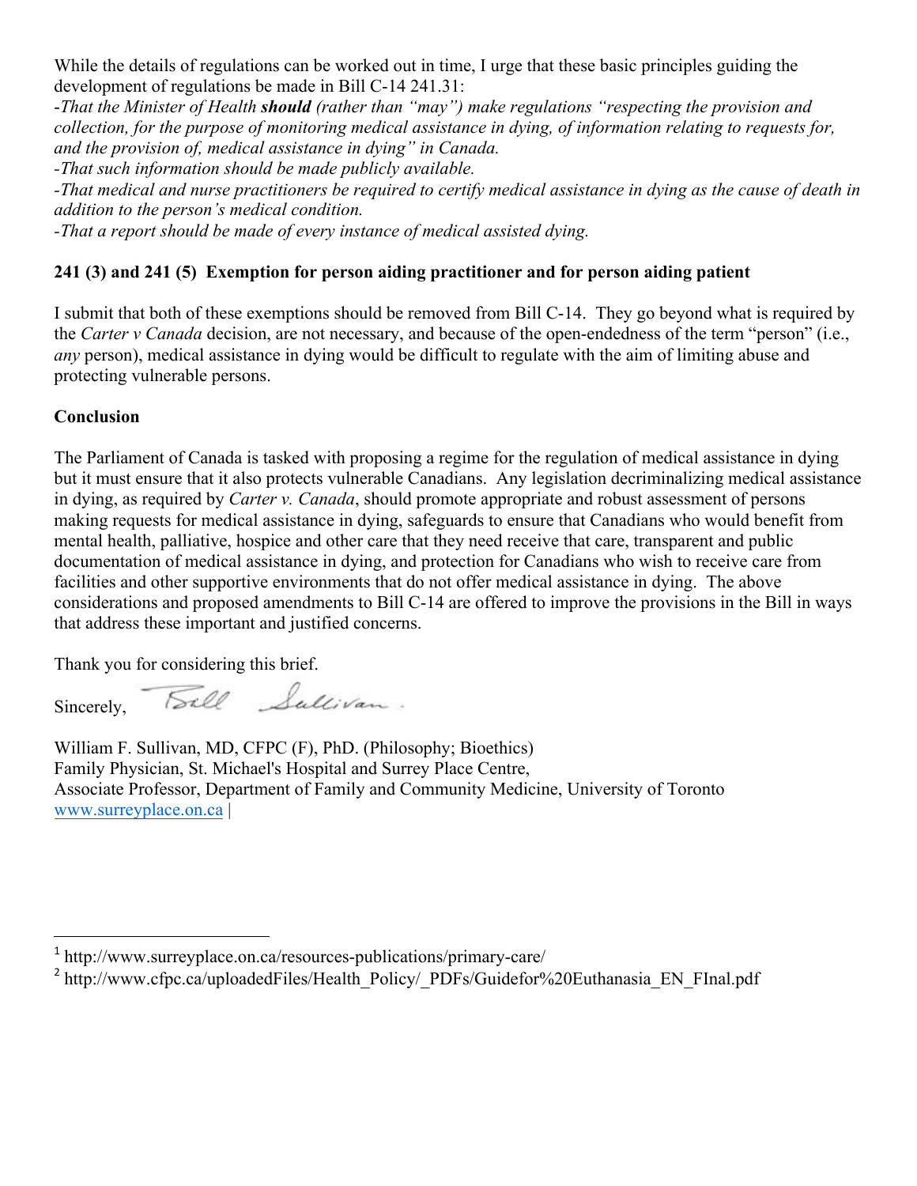While the details of regulations can be worked out in time, I urge that these basic principles guiding the development of regulations be made in Bill C-14 241.31:

*-That the Minister of Health* ***should*** *(rather than "may") make regulations "respecting the provision and collection, for the purpose of monitoring medical assistance in dying, of information relating to requests for, and the provision of, medical assistance in dying" in Canada.*

*-That such information should be made publicly available.*

*-That medical and nurse practitioners be required to certify medical assistance in dying as the cause of death in addition to the person's medical condition.*

*-That a report should be made of every instance of medical assisted dying.*

**241 (3) and 241 (5) Exemption for person aiding practitioner and for person aiding patient**

I submit that both of these exemptions should be removed from Bill C-14. They go beyond what is required by the *Carter v Canada* decision, are not necessary, and because of the open-endedness of the term "person" (i.e., *any* person), medical assistance in dying would be difficult to regulate with the aim of limiting abuse and protecting vulnerable persons.

**Conclusion**

The Parliament of Canada is tasked with proposing a regime for the regulation of medical assistance in dying but it must ensure that it also protects vulnerable Canadians. Any legislation decriminalizing medical assistance in dying, as required by *Carter v. Canada*, should promote appropriate and robust assessment of persons making requests for medical assistance in dying, safeguards to ensure that Canadians who would benefit from mental health, palliative, hospice and other care that they need receive that care, transparent and public documentation of medical assistance in dying, and protection for Canadians who wish to receive care from facilities and other supportive environments that do not offer medical assistance in dying. The above considerations and proposed amendments to Bill C-14 are offered to improve the provisions in the Bill in ways that address these important and justified concerns.

Thank you for considering this brief.

Sincerely, Bill Sullivan.

William F. Sullivan, MD, CFPC (F), PhD. (Philosophy; Bioethics)
Family Physician, St. Michael's Hospital and Surrey Place Centre,
Associate Professor, Department of Family and Community Medicine, University of Toronto
www.surreyplace.on.ca |

---

[1] http://www.surreyplace.on.ca/resources-publications/primary-care/

[2] http://www.cfpc.ca/uploadedFiles/Health_Policy/_PDFs/Guidefor%20Euthanasia_EN_FInal.pdf